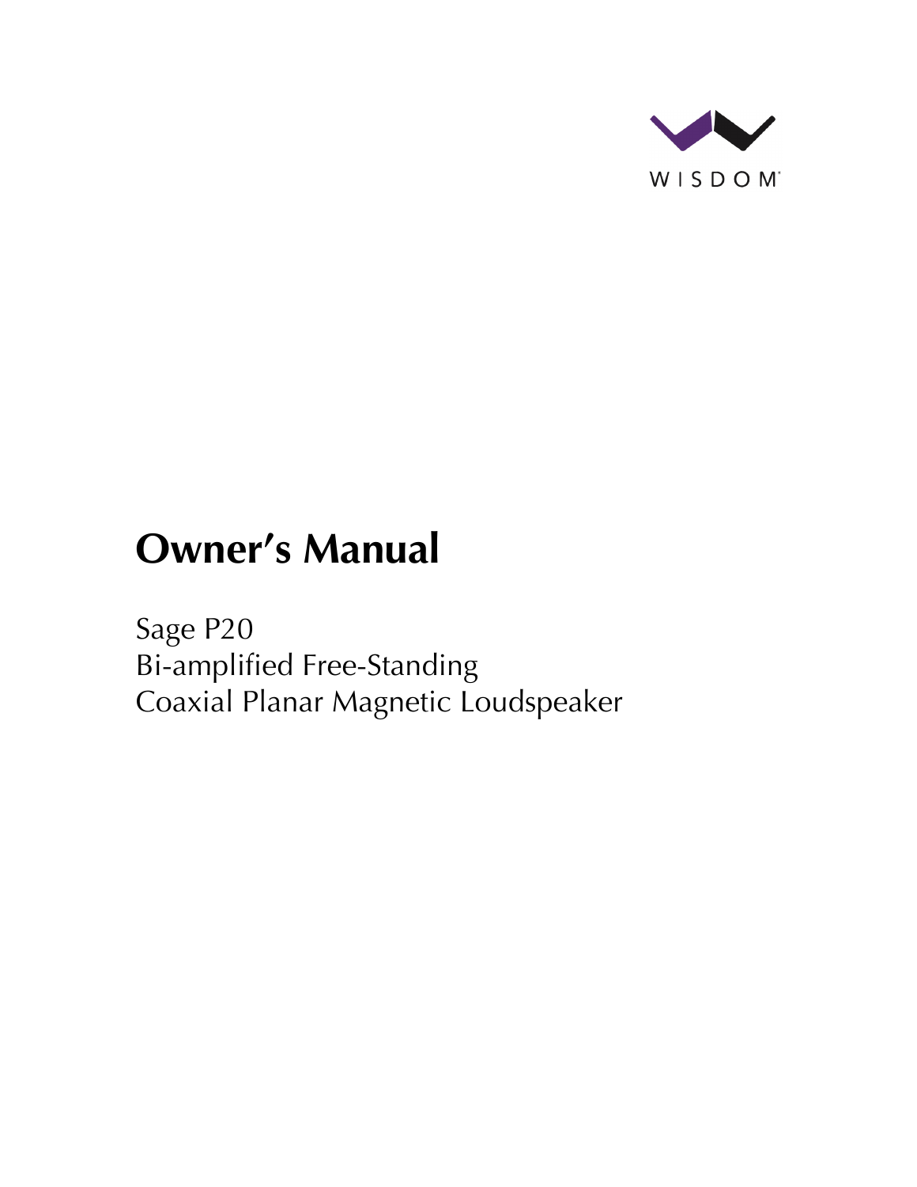WISDOM

# Owner's Manual

Sage P20
Bi-amplified Free-Standing
Coaxial Planar Magnetic Loudspeaker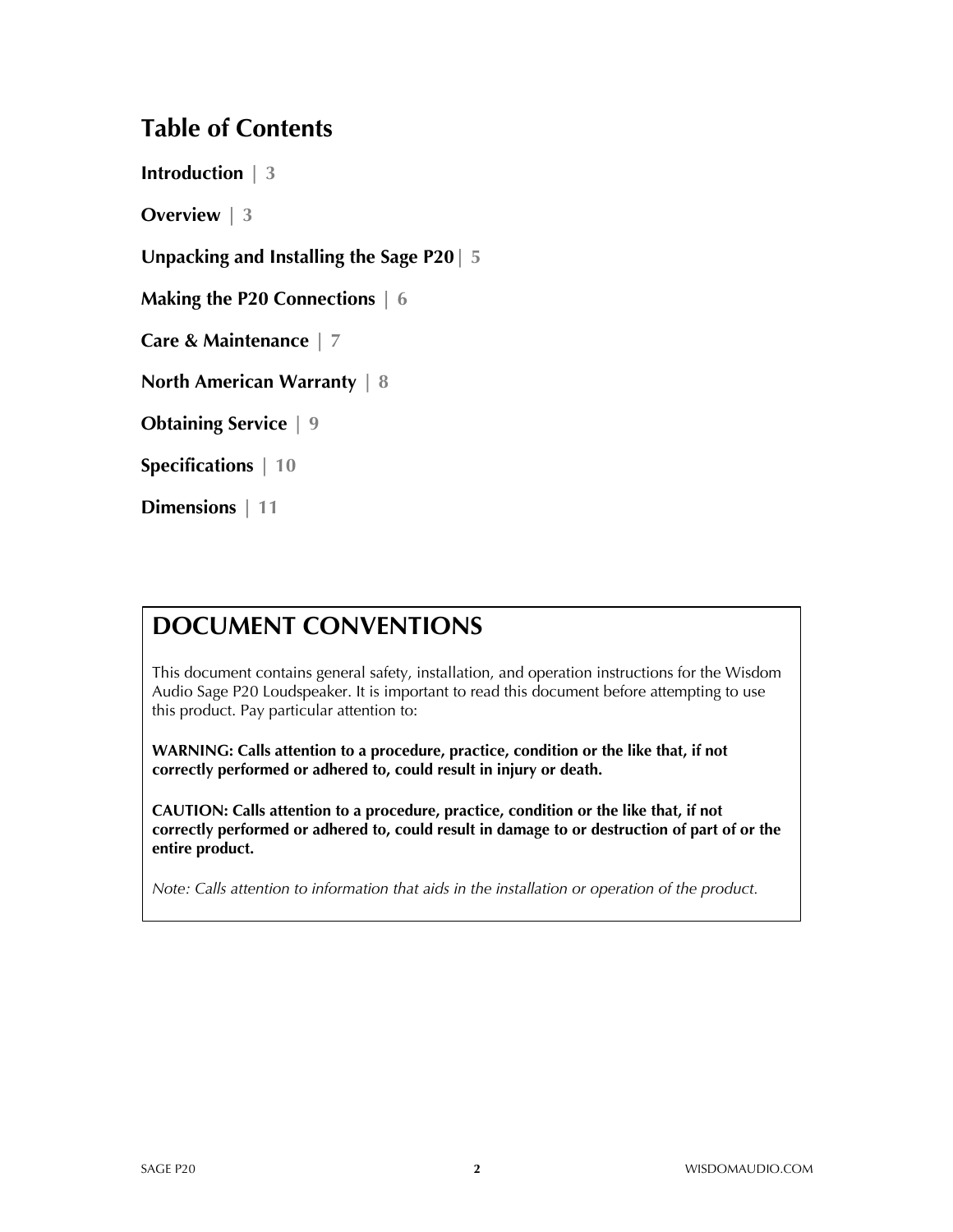# Table of Contents

**Introduction | 3**

**Overview | 3**

**Unpacking and Installing the Sage P20 | 5**

**Making the P20 Connections | 6**

**Care & Maintenance | 7**

**North American Warranty | 8**

**Obtaining Service | 9**

**Specifications | 10**

**Dimensions | 11**

## DOCUMENT CONVENTIONS

This document contains general safety, installation, and operation instructions for the Wisdom Audio Sage P20 Loudspeaker. It is important to read this document before attempting to use this product. Pay particular attention to:

**WARNING: Calls attention to a procedure, practice, condition or the like that, if not correctly performed or adhered to, could result in injury or death.**

**CAUTION: Calls attention to a procedure, practice, condition or the like that, if not correctly performed or adhered to, could result in damage to or destruction of part of or the entire product.**

*Note: Calls attention to information that aids in the installation or operation of the product.*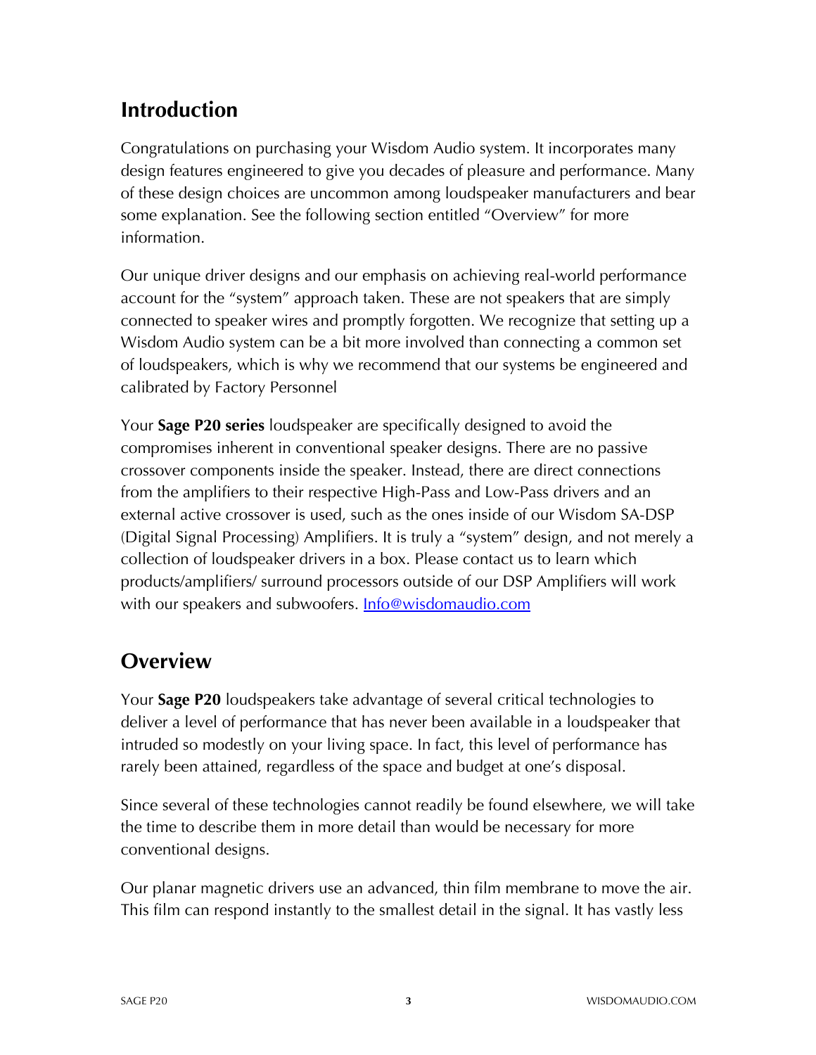## Introduction

Congratulations on purchasing your Wisdom Audio system. It incorporates many design features engineered to give you decades of pleasure and performance. Many of these design choices are uncommon among loudspeaker manufacturers and bear some explanation. See the following section entitled "Overview" for more information.

Our unique driver designs and our emphasis on achieving real-world performance account for the "system" approach taken. These are not speakers that are simply connected to speaker wires and promptly forgotten. We recognize that setting up a Wisdom Audio system can be a bit more involved than connecting a common set of loudspeakers, which is why we recommend that our systems be engineered and calibrated by Factory Personnel

Your **Sage P20 series** loudspeaker are specifically designed to avoid the compromises inherent in conventional speaker designs. There are no passive crossover components inside the speaker. Instead, there are direct connections from the amplifiers to their respective High-Pass and Low-Pass drivers and an external active crossover is used, such as the ones inside of our Wisdom SA-DSP (Digital Signal Processing) Amplifiers. It is truly a "system" design, and not merely a collection of loudspeaker drivers in a box. Please contact us to learn which products/amplifiers/ surround processors outside of our DSP Amplifiers will work with our speakers and subwoofers. Info@wisdomaudio.com

## Overview

Your **Sage P20** loudspeakers take advantage of several critical technologies to deliver a level of performance that has never been available in a loudspeaker that intruded so modestly on your living space. In fact, this level of performance has rarely been attained, regardless of the space and budget at one's disposal.

Since several of these technologies cannot readily be found elsewhere, we will take the time to describe them in more detail than would be necessary for more conventional designs.

Our planar magnetic drivers use an advanced, thin film membrane to move the air. This film can respond instantly to the smallest detail in the signal. It has vastly less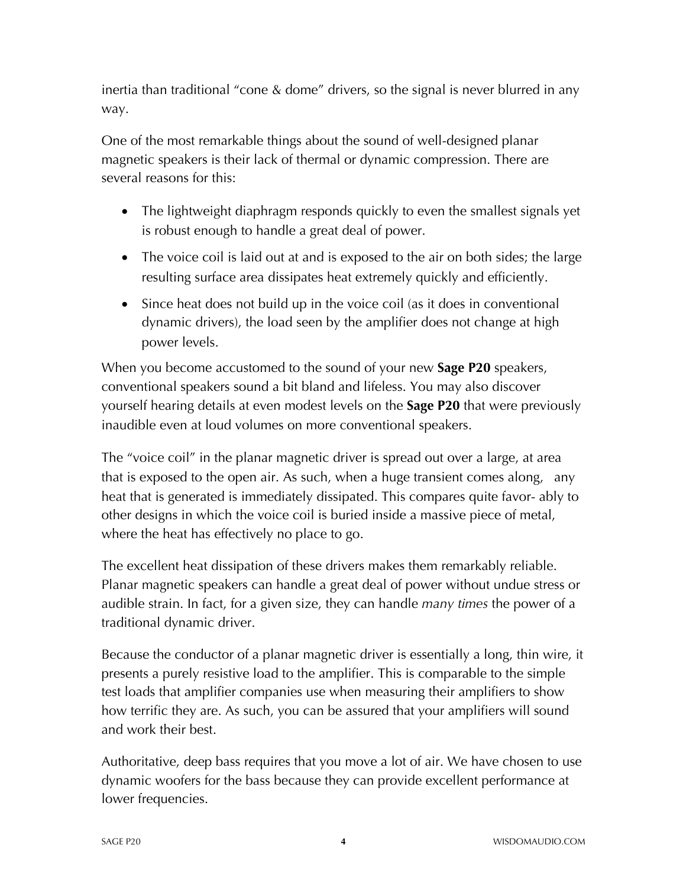inertia than traditional "cone & dome" drivers, so the signal is never blurred in any way.

One of the most remarkable things about the sound of well-designed planar magnetic speakers is their lack of thermal or dynamic compression. There are several reasons for this:

- The lightweight diaphragm responds quickly to even the smallest signals yet is robust enough to handle a great deal of power.
- The voice coil is laid out at and is exposed to the air on both sides; the large resulting surface area dissipates heat extremely quickly and efficiently.
- Since heat does not build up in the voice coil (as it does in conventional dynamic drivers), the load seen by the amplifier does not change at high power levels.

When you become accustomed to the sound of your new **Sage P20** speakers, conventional speakers sound a bit bland and lifeless. You may also discover yourself hearing details at even modest levels on the **Sage P20** that were previously inaudible even at loud volumes on more conventional speakers.

The "voice coil" in the planar magnetic driver is spread out over a large, at area that is exposed to the open air. As such, when a huge transient comes along, any heat that is generated is immediately dissipated. This compares quite favor- ably to other designs in which the voice coil is buried inside a massive piece of metal, where the heat has effectively no place to go.

The excellent heat dissipation of these drivers makes them remarkably reliable. Planar magnetic speakers can handle a great deal of power without undue stress or audible strain. In fact, for a given size, they can handle *many times* the power of a traditional dynamic driver.

Because the conductor of a planar magnetic driver is essentially a long, thin wire, it presents a purely resistive load to the amplifier. This is comparable to the simple test loads that amplifier companies use when measuring their amplifiers to show how terrific they are. As such, you can be assured that your amplifiers will sound and work their best.

Authoritative, deep bass requires that you move a lot of air. We have chosen to use dynamic woofers for the bass because they can provide excellent performance at lower frequencies.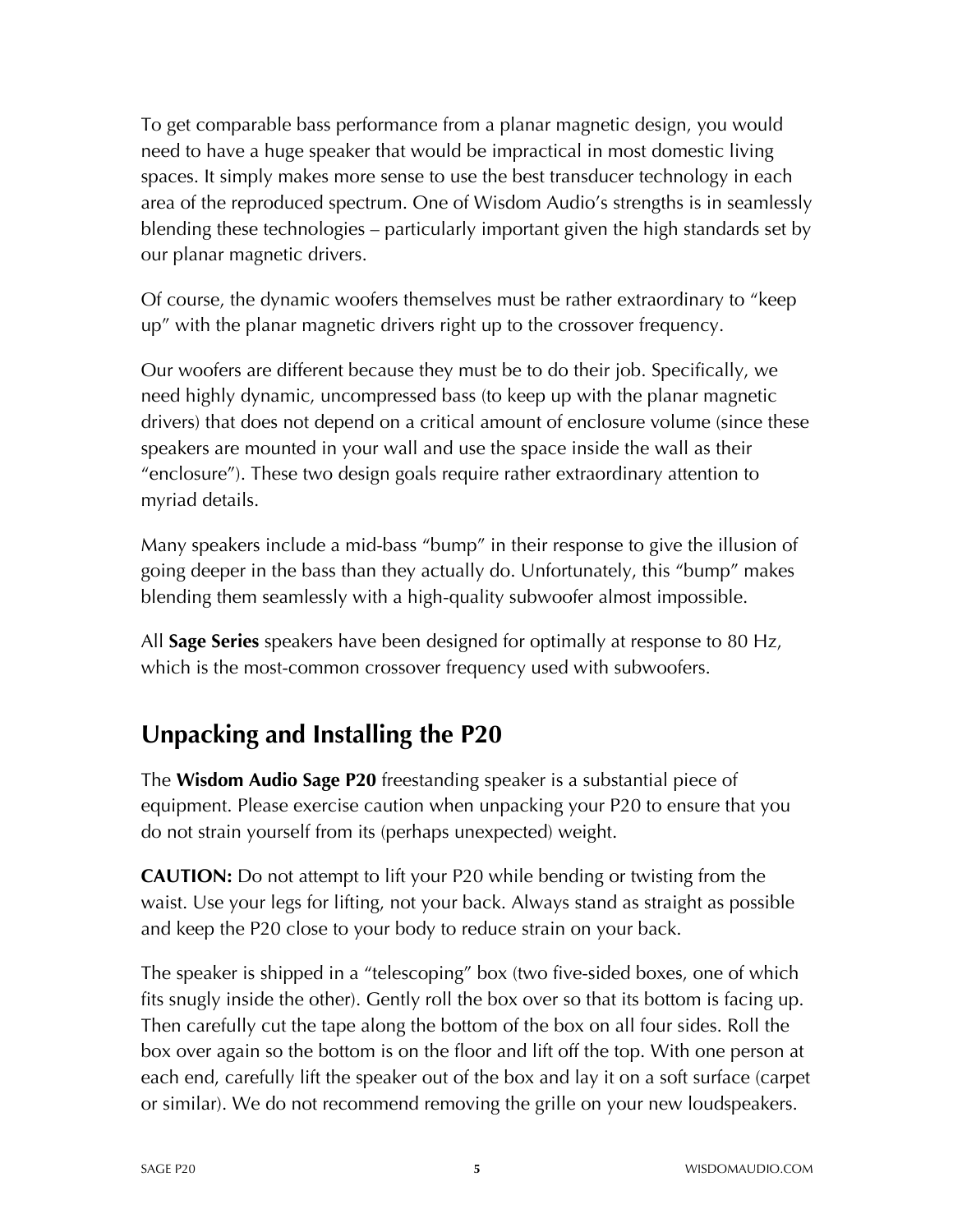To get comparable bass performance from a planar magnetic design, you would need to have a huge speaker that would be impractical in most domestic living spaces. It simply makes more sense to use the best transducer technology in each area of the reproduced spectrum. One of Wisdom Audio's strengths is in seamlessly blending these technologies – particularly important given the high standards set by our planar magnetic drivers.

Of course, the dynamic woofers themselves must be rather extraordinary to "keep up" with the planar magnetic drivers right up to the crossover frequency.

Our woofers are different because they must be to do their job. Specifically, we need highly dynamic, uncompressed bass (to keep up with the planar magnetic drivers) that does not depend on a critical amount of enclosure volume (since these speakers are mounted in your wall and use the space inside the wall as their "enclosure"). These two design goals require rather extraordinary attention to myriad details.

Many speakers include a mid-bass "bump" in their response to give the illusion of going deeper in the bass than they actually do. Unfortunately, this "bump" makes blending them seamlessly with a high-quality subwoofer almost impossible.

All **Sage Series** speakers have been designed for optimally at response to 80 Hz, which is the most-common crossover frequency used with subwoofers.

## Unpacking and Installing the P20

The **Wisdom Audio Sage P20** freestanding speaker is a substantial piece of equipment. Please exercise caution when unpacking your P20 to ensure that you do not strain yourself from its (perhaps unexpected) weight.

**CAUTION:** Do not attempt to lift your P20 while bending or twisting from the waist. Use your legs for lifting, not your back. Always stand as straight as possible and keep the P20 close to your body to reduce strain on your back.

The speaker is shipped in a "telescoping" box (two five-sided boxes, one of which fits snugly inside the other). Gently roll the box over so that its bottom is facing up. Then carefully cut the tape along the bottom of the box on all four sides. Roll the box over again so the bottom is on the floor and lift off the top. With one person at each end, carefully lift the speaker out of the box and lay it on a soft surface (carpet or similar). We do not recommend removing the grille on your new loudspeakers.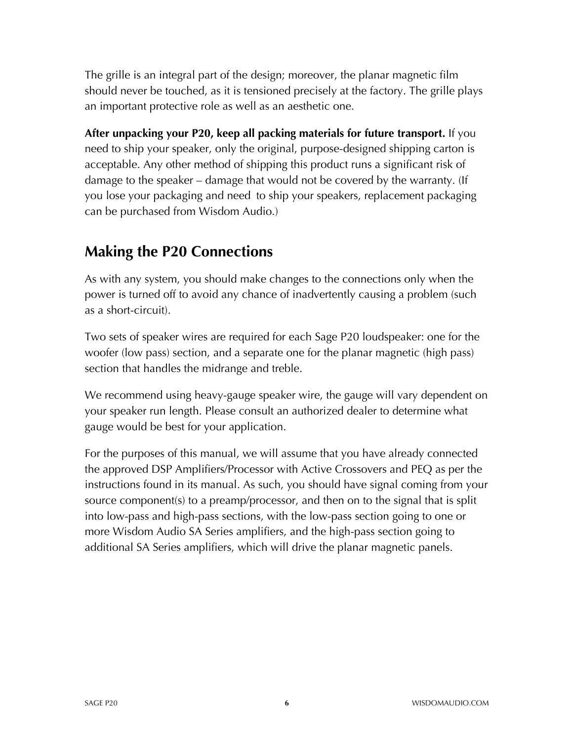The grille is an integral part of the design; moreover, the planar magnetic film should never be touched, as it is tensioned precisely at the factory. The grille plays an important protective role as well as an aesthetic one.

**After unpacking your P20, keep all packing materials for future transport.** If you need to ship your speaker, only the original, purpose-designed shipping carton is acceptable. Any other method of shipping this product runs a significant risk of damage to the speaker – damage that would not be covered by the warranty. (If you lose your packaging and need to ship your speakers, replacement packaging can be purchased from Wisdom Audio.)

## Making the P20 Connections

As with any system, you should make changes to the connections only when the power is turned off to avoid any chance of inadvertently causing a problem (such as a short-circuit).

Two sets of speaker wires are required for each Sage P20 loudspeaker: one for the woofer (low pass) section, and a separate one for the planar magnetic (high pass) section that handles the midrange and treble.

We recommend using heavy-gauge speaker wire, the gauge will vary dependent on your speaker run length. Please consult an authorized dealer to determine what gauge would be best for your application.

For the purposes of this manual, we will assume that you have already connected the approved DSP Amplifiers/Processor with Active Crossovers and PEQ as per the instructions found in its manual. As such, you should have signal coming from your source component(s) to a preamp/processor, and then on to the signal that is split into low-pass and high-pass sections, with the low-pass section going to one or more Wisdom Audio SA Series amplifiers, and the high-pass section going to additional SA Series amplifiers, which will drive the planar magnetic panels.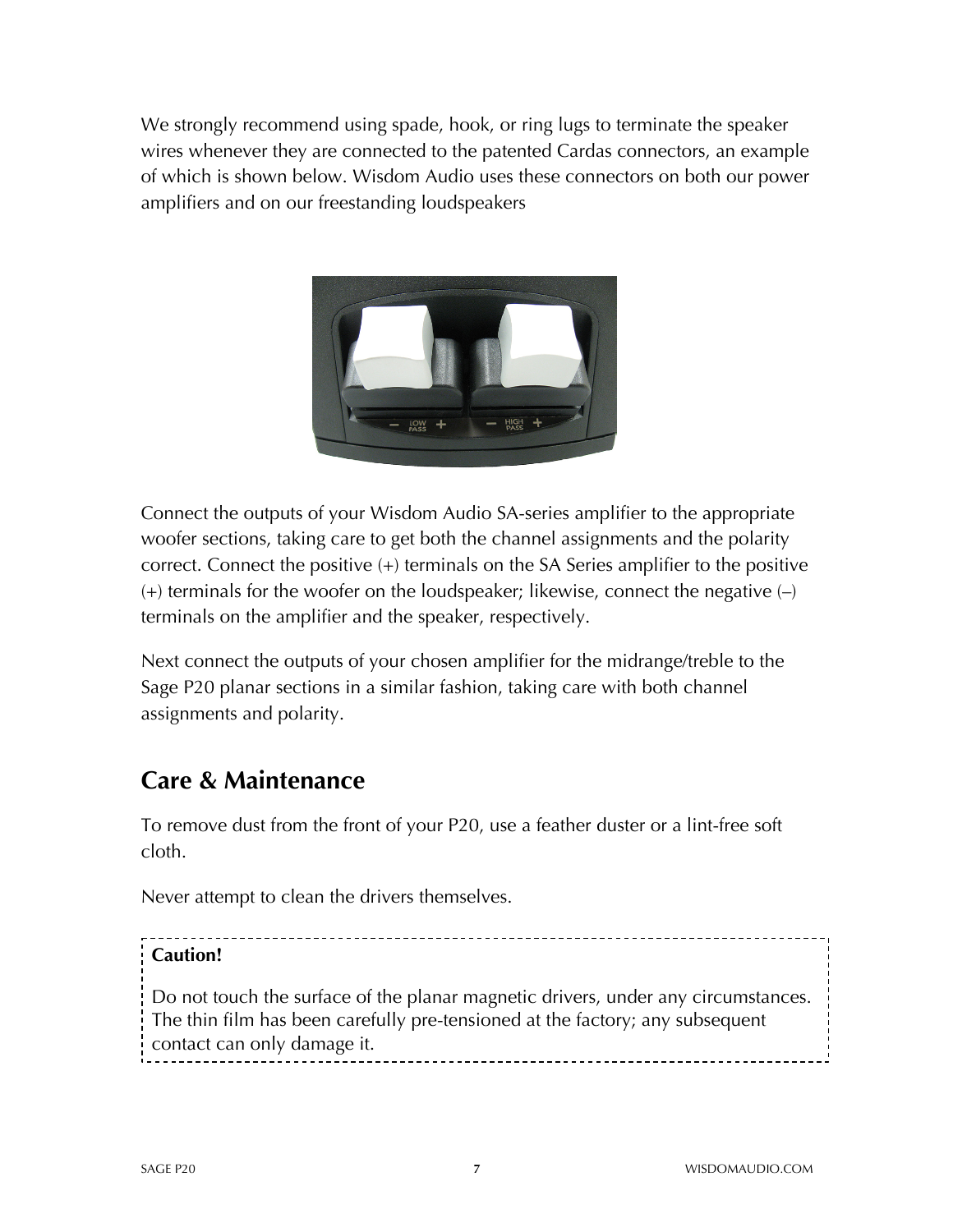We strongly recommend using spade, hook, or ring lugs to terminate the speaker wires whenever they are connected to the patented Cardas connectors, an example of which is shown below. Wisdom Audio uses these connectors on both our power amplifiers and on our freestanding loudspeakers

Connect the outputs of your Wisdom Audio SA-series amplifier to the appropriate woofer sections, taking care to get both the channel assignments and the polarity correct. Connect the positive (+) terminals on the SA Series amplifier to the positive (+) terminals for the woofer on the loudspeaker; likewise, connect the negative (–) terminals on the amplifier and the speaker, respectively.

Next connect the outputs of your chosen amplifier for the midrange/treble to the Sage P20 planar sections in a similar fashion, taking care with both channel assignments and polarity.

## Care & Maintenance

To remove dust from the front of your P20, use a feather duster or a lint-free soft cloth.

Never attempt to clean the drivers themselves.

**Caution!**

Do not touch the surface of the planar magnetic drivers, under any circumstances. The thin film has been carefully pre-tensioned at the factory; any subsequent contact can only damage it.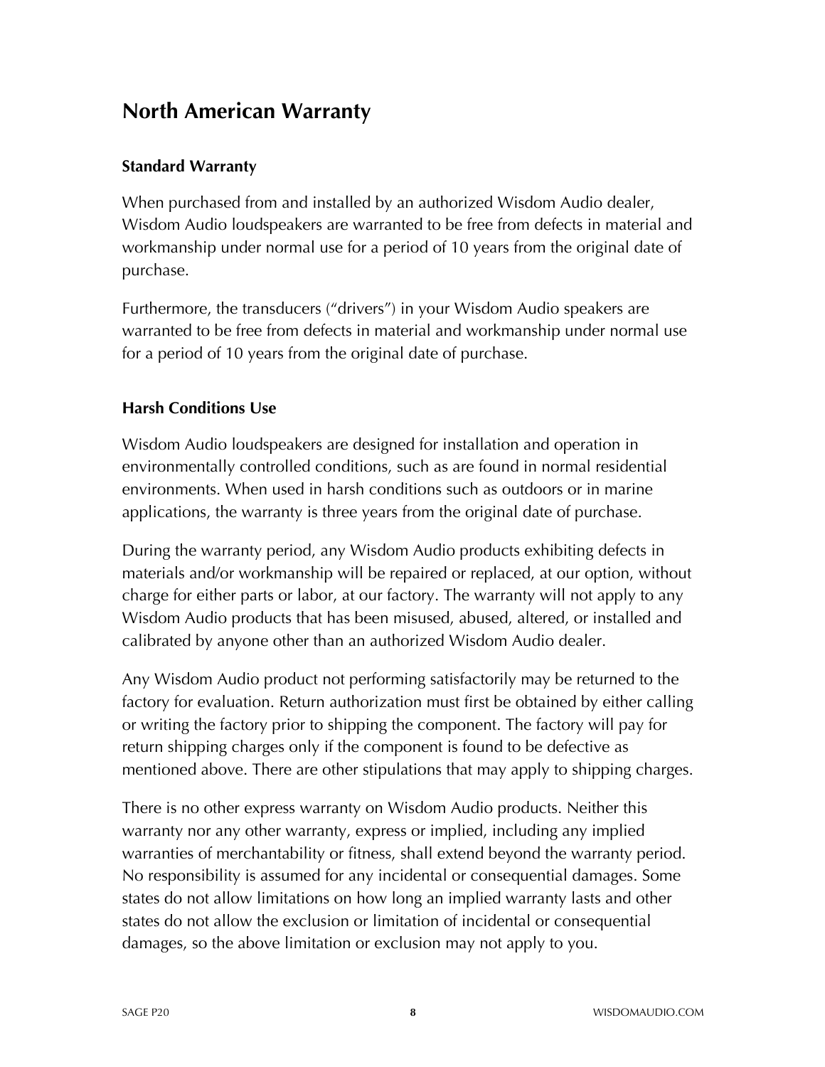# North American Warranty

### Standard Warranty

When purchased from and installed by an authorized Wisdom Audio dealer, Wisdom Audio loudspeakers are warranted to be free from defects in material and workmanship under normal use for a period of 10 years from the original date of purchase.

Furthermore, the transducers (“drivers”) in your Wisdom Audio speakers are warranted to be free from defects in material and workmanship under normal use for a period of 10 years from the original date of purchase.

### Harsh Conditions Use

Wisdom Audio loudspeakers are designed for installation and operation in environmentally controlled conditions, such as are found in normal residential environments. When used in harsh conditions such as outdoors or in marine applications, the warranty is three years from the original date of purchase.

During the warranty period, any Wisdom Audio products exhibiting defects in materials and/or workmanship will be repaired or replaced, at our option, without charge for either parts or labor, at our factory. The warranty will not apply to any Wisdom Audio products that has been misused, abused, altered, or installed and calibrated by anyone other than an authorized Wisdom Audio dealer.

Any Wisdom Audio product not performing satisfactorily may be returned to the factory for evaluation. Return authorization must first be obtained by either calling or writing the factory prior to shipping the component. The factory will pay for return shipping charges only if the component is found to be defective as mentioned above. There are other stipulations that may apply to shipping charges.

There is no other express warranty on Wisdom Audio products. Neither this warranty nor any other warranty, express or implied, including any implied warranties of merchantability or fitness, shall extend beyond the warranty period. No responsibility is assumed for any incidental or consequential damages. Some states do not allow limitations on how long an implied warranty lasts and other states do not allow the exclusion or limitation of incidental or consequential damages, so the above limitation or exclusion may not apply to you.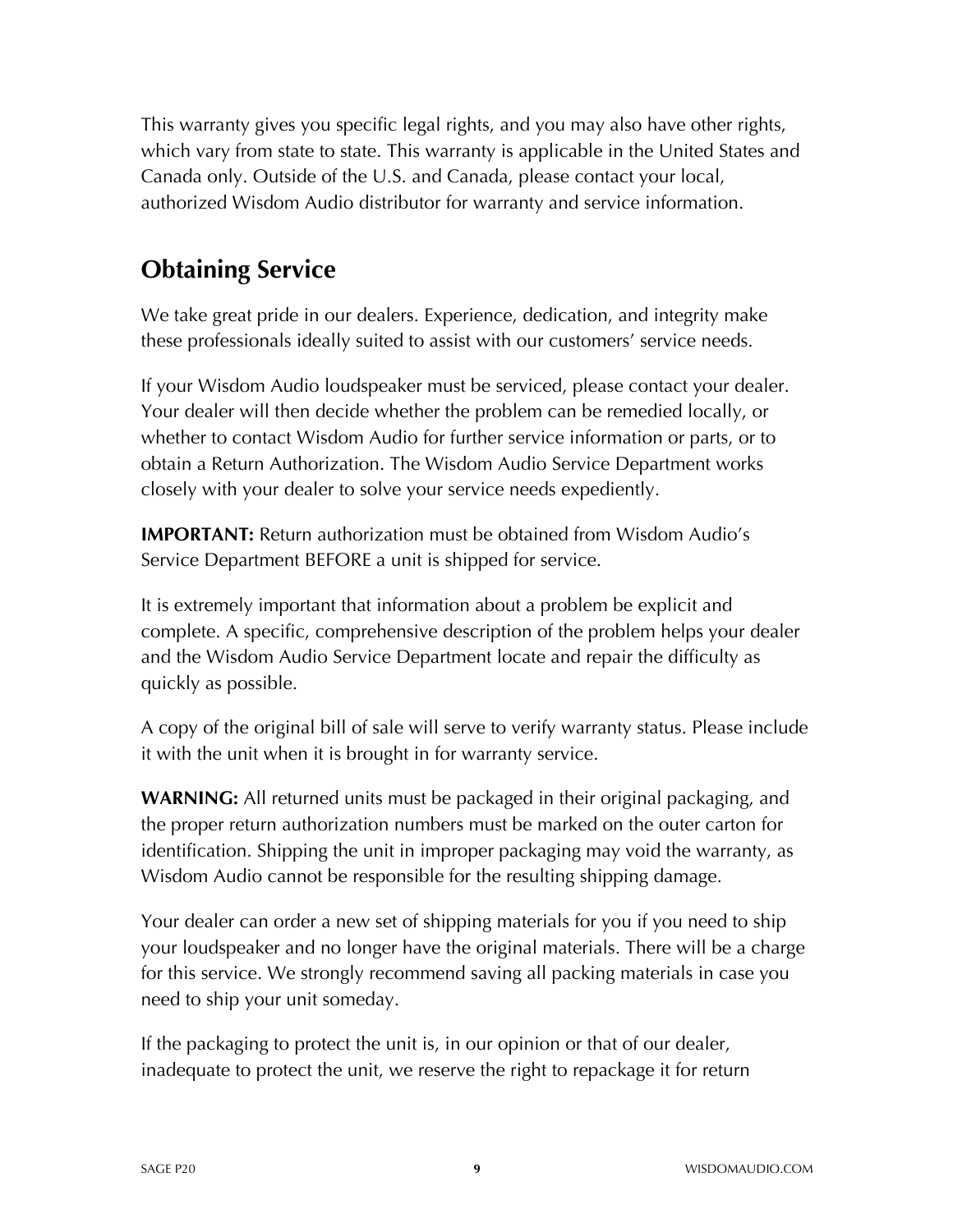This warranty gives you specific legal rights, and you may also have other rights, which vary from state to state. This warranty is applicable in the United States and Canada only. Outside of the U.S. and Canada, please contact your local, authorized Wisdom Audio distributor for warranty and service information.

## Obtaining Service

We take great pride in our dealers. Experience, dedication, and integrity make these professionals ideally suited to assist with our customers' service needs.

If your Wisdom Audio loudspeaker must be serviced, please contact your dealer. Your dealer will then decide whether the problem can be remedied locally, or whether to contact Wisdom Audio for further service information or parts, or to obtain a Return Authorization. The Wisdom Audio Service Department works closely with your dealer to solve your service needs expediently.

**IMPORTANT:** Return authorization must be obtained from Wisdom Audio's Service Department BEFORE a unit is shipped for service.

It is extremely important that information about a problem be explicit and complete. A specific, comprehensive description of the problem helps your dealer and the Wisdom Audio Service Department locate and repair the difficulty as quickly as possible.

A copy of the original bill of sale will serve to verify warranty status. Please include it with the unit when it is brought in for warranty service.

**WARNING:** All returned units must be packaged in their original packaging, and the proper return authorization numbers must be marked on the outer carton for identification. Shipping the unit in improper packaging may void the warranty, as Wisdom Audio cannot be responsible for the resulting shipping damage.

Your dealer can order a new set of shipping materials for you if you need to ship your loudspeaker and no longer have the original materials. There will be a charge for this service. We strongly recommend saving all packing materials in case you need to ship your unit someday.

If the packaging to protect the unit is, in our opinion or that of our dealer, inadequate to protect the unit, we reserve the right to repackage it for return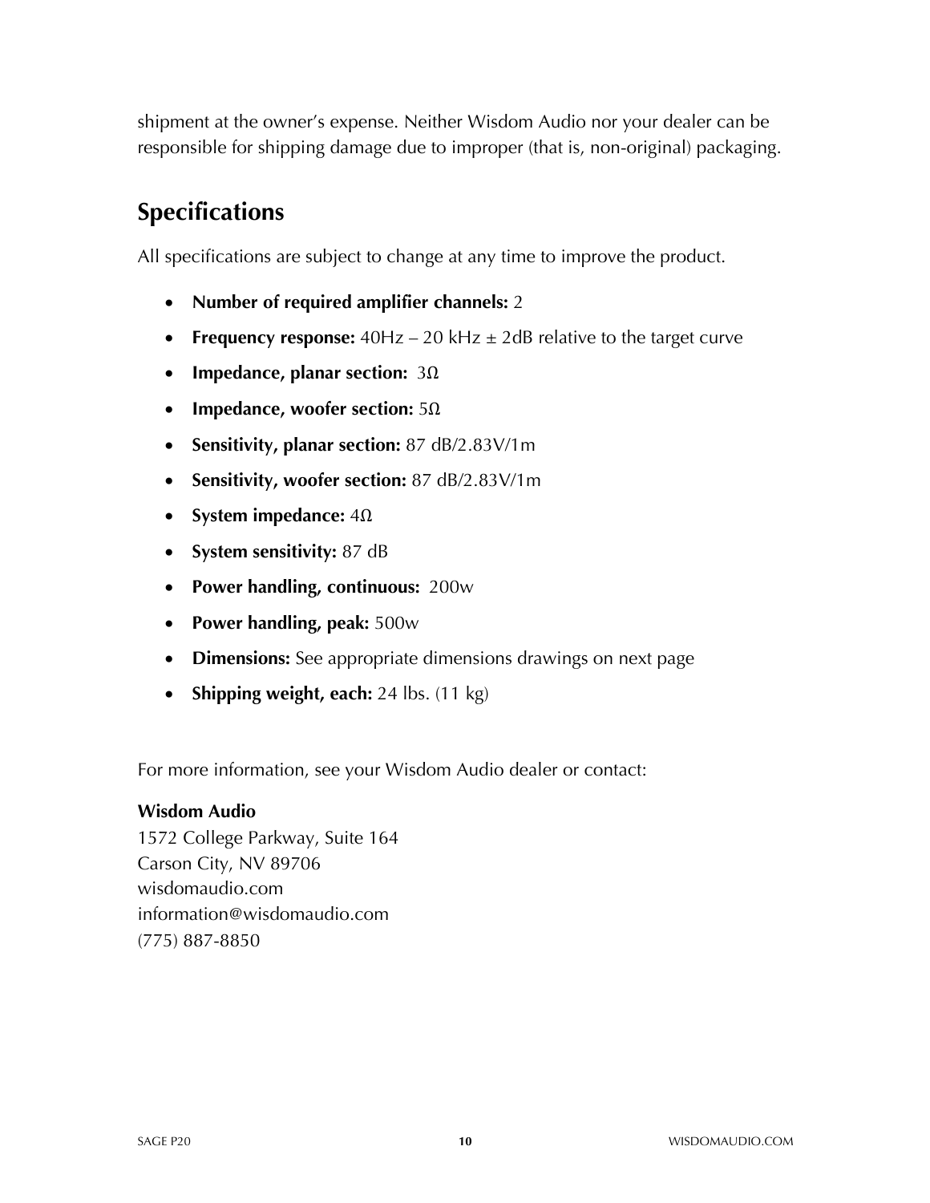shipment at the owner's expense. Neither Wisdom Audio nor your dealer can be responsible for shipping damage due to improper (that is, non-original) packaging.

## Specifications

All specifications are subject to change at any time to improve the product.

- **Number of required amplifier channels:** 2
- **Frequency response:** 40Hz – 20 kHz ± 2dB relative to the target curve
- **Impedance, planar section:** 3Ω
- **Impedance, woofer section:** 5Ω
- **Sensitivity, planar section:** 87 dB/2.83V/1m
- **Sensitivity, woofer section:** 87 dB/2.83V/1m
- **System impedance:** 4Ω
- **System sensitivity:** 87 dB
- **Power handling, continuous:** 200w
- **Power handling, peak:** 500w
- **Dimensions:** See appropriate dimensions drawings on next page
- **Shipping weight, each:** 24 lbs. (11 kg)

For more information, see your Wisdom Audio dealer or contact:

**Wisdom Audio**
1572 College Parkway, Suite 164
Carson City, NV 89706
wisdomaudio.com
information@wisdomaudio.com
(775) 887-8850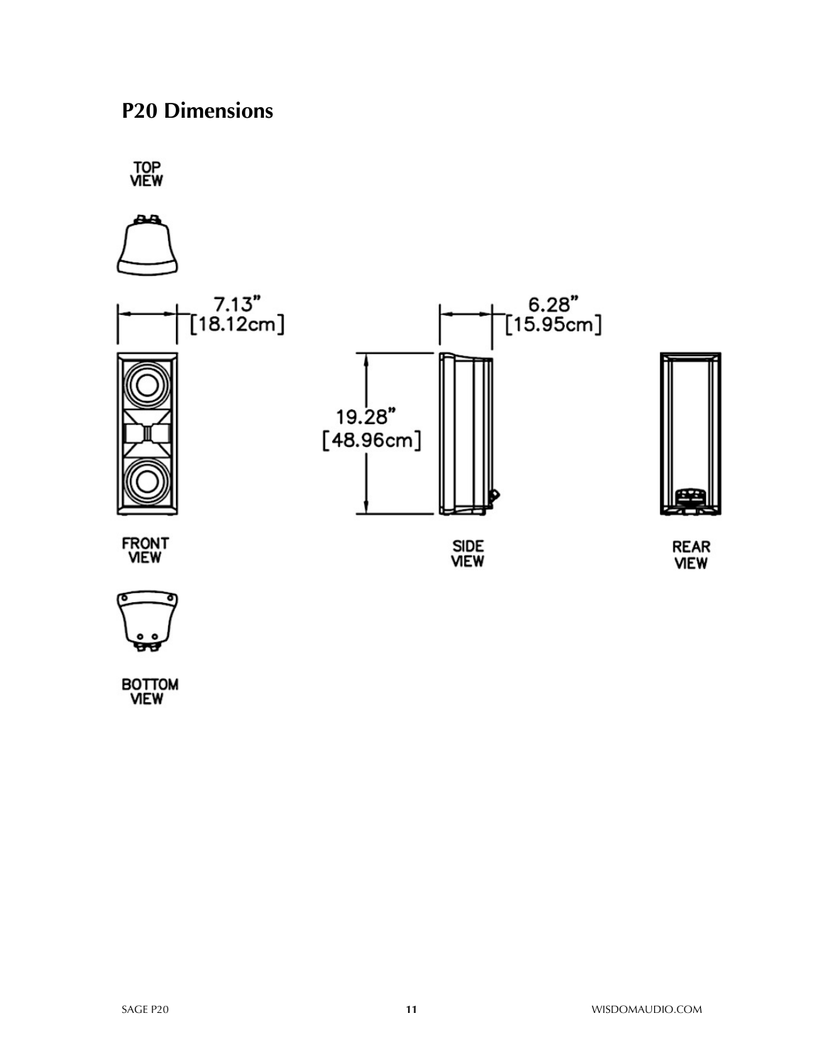## P20 Dimensions

TOP VIEW

7.13"
[18.12cm]

6.28"
[15.95cm]

19.28"
[48.96cm]

FRONT VIEW

SIDE VIEW

REAR VIEW

BOTTOM VIEW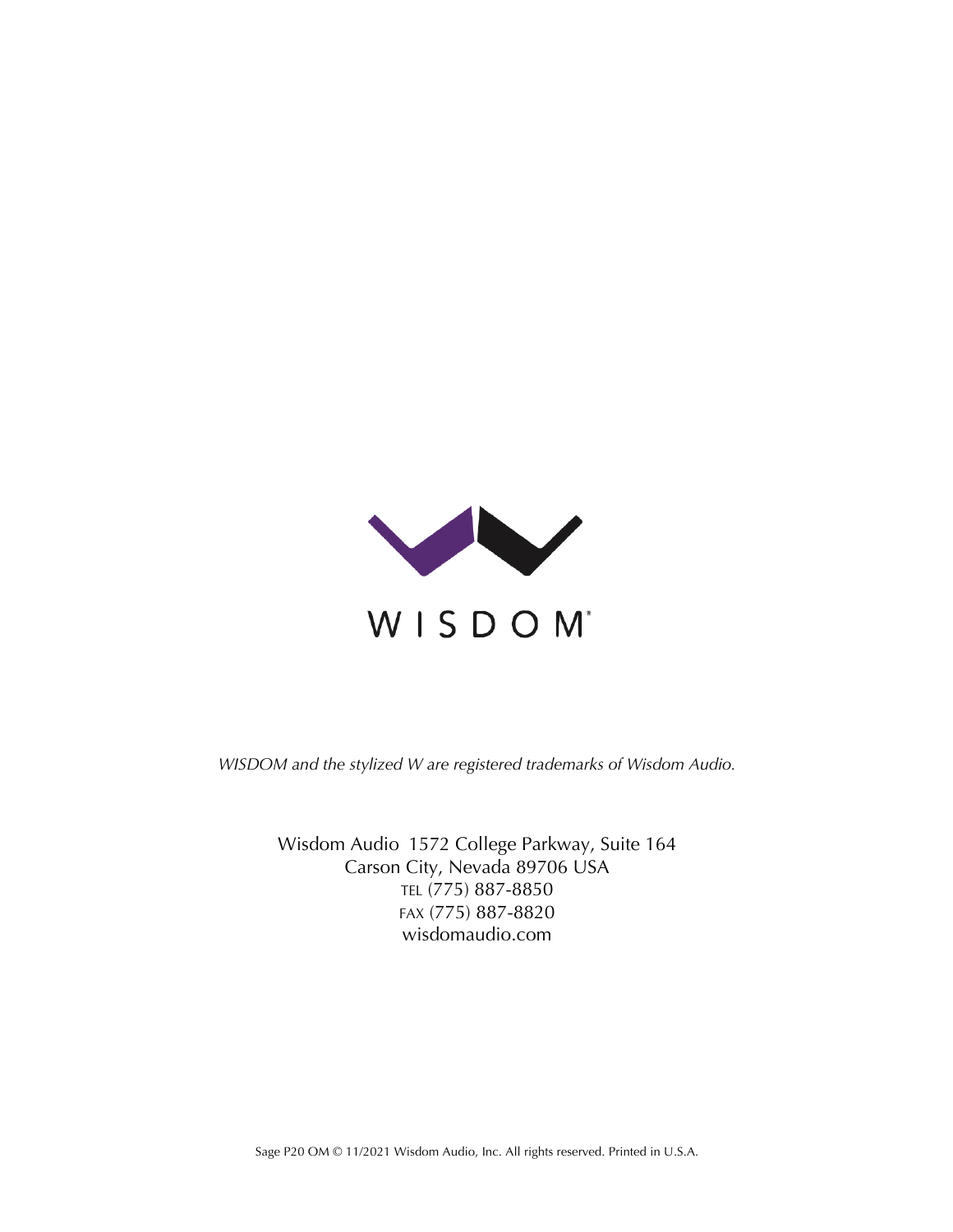WISDOM®

*WISDOM and the stylized W are registered trademarks of Wisdom Audio.*

Wisdom Audio 1572 College Parkway, Suite 164
Carson City, Nevada 89706 USA
TEL (775) 887-8850
FAX (775) 887-8820
wisdomaudio.com

Sage P20 OM © 11/2021 Wisdom Audio, Inc. All rights reserved. Printed in U.S.A.